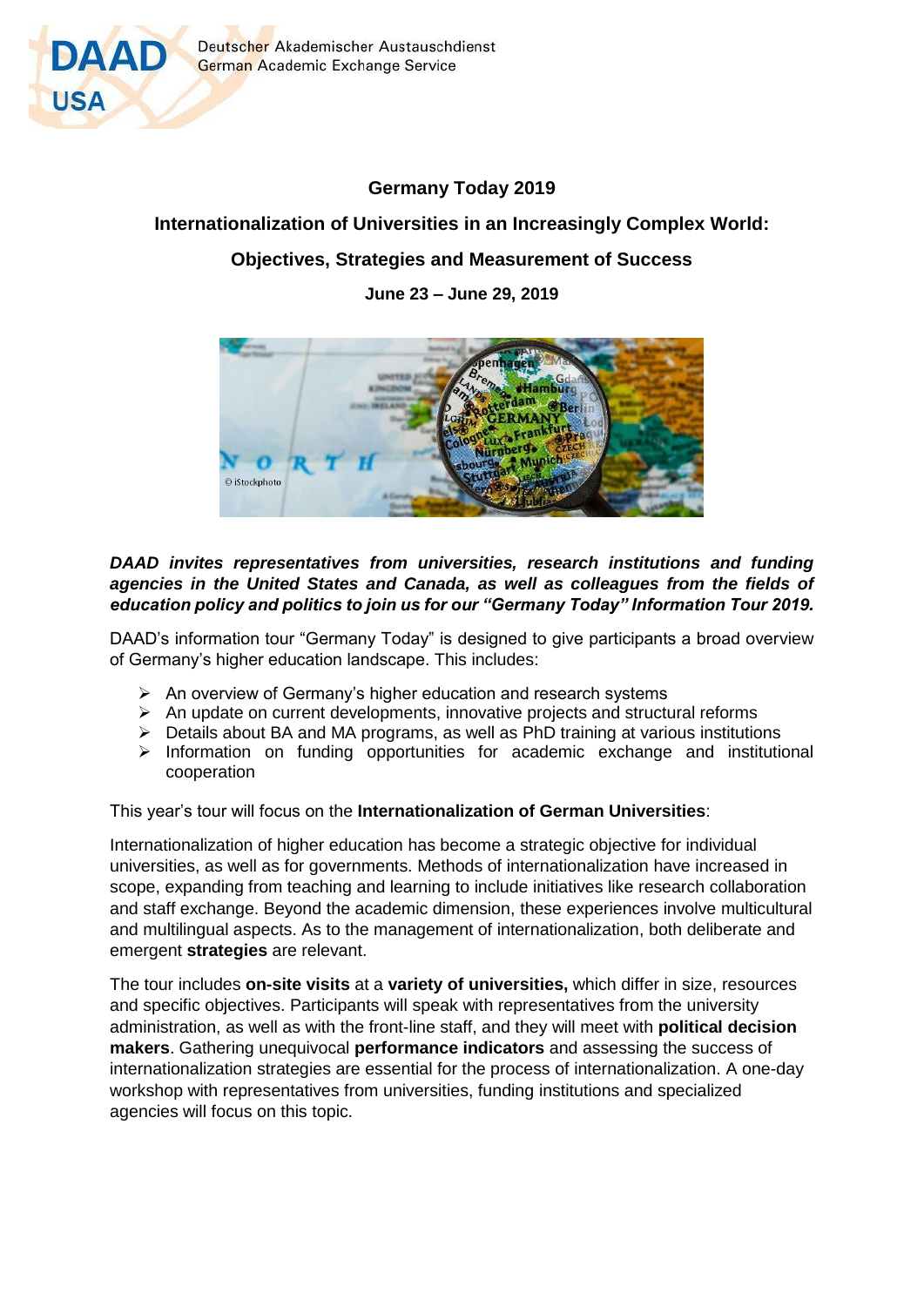DAAD USA

Deutscher Akademischer Austauschdienst
German Academic Exchange Service

# Germany Today 2019

## Internationalization of Universities in an Increasingly Complex World: Objectives, Strategies and Measurement of Success

**June 23 – June 29, 2019**

***DAAD invites representatives from universities, research institutions and funding agencies in the United States and Canada, as well as colleagues from the fields of education policy and politics to join us for our "Germany Today" Information Tour 2019.***

DAAD's information tour "Germany Today" is designed to give participants a broad overview of Germany's higher education landscape. This includes:

- An overview of Germany's higher education and research systems
- An update on current developments, innovative projects and structural reforms
- Details about BA and MA programs, as well as PhD training at various institutions
- Information on funding opportunities for academic exchange and institutional cooperation

This year's tour will focus on the **Internationalization of German Universities**:

Internationalization of higher education has become a strategic objective for individual universities, as well as for governments. Methods of internationalization have increased in scope, expanding from teaching and learning to include initiatives like research collaboration and staff exchange. Beyond the academic dimension, these experiences involve multicultural and multilingual aspects. As to the management of internationalization, both deliberate and emergent **strategies** are relevant.

The tour includes **on-site visits** at a **variety of universities,** which differ in size, resources and specific objectives. Participants will speak with representatives from the university administration, as well as with the front-line staff, and they will meet with **political decision makers**. Gathering unequivocal **performance indicators** and assessing the success of internationalization strategies are essential for the process of internationalization. A one-day workshop with representatives from universities, funding institutions and specialized agencies will focus on this topic.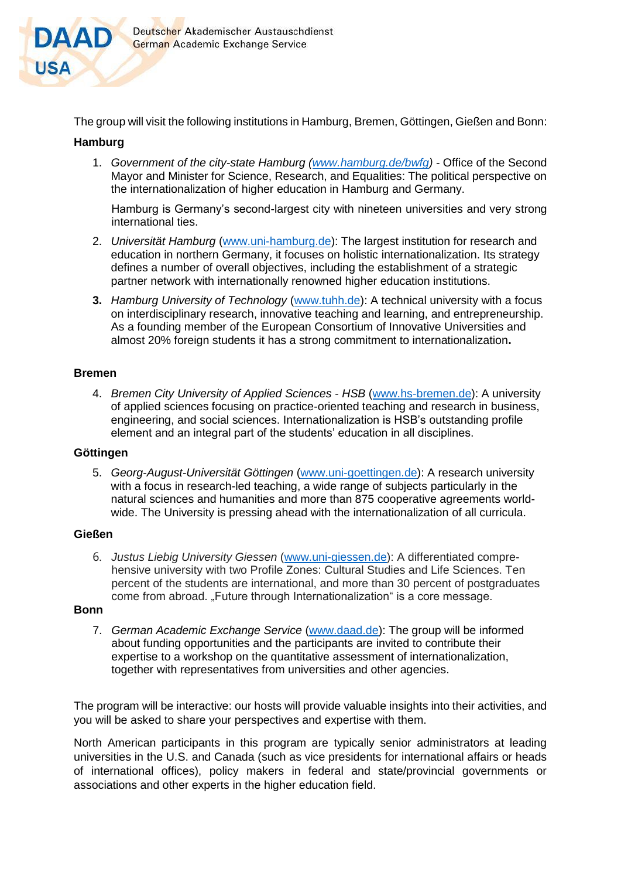The group will visit the following institutions in Hamburg, Bremen, Göttingen, Gießen and Bonn:

**Hamburg**

1. *Government of the city-state Hamburg (www.hamburg.de/bwfg)* - Office of the Second Mayor and Minister for Science, Research, and Equalities: The political perspective on the internationalization of higher education in Hamburg and Germany.

   Hamburg is Germany's second-largest city with nineteen universities and very strong international ties.

2. *Universität Hamburg* (www.uni-hamburg.de): The largest institution for research and education in northern Germany, it focuses on holistic internationalization. Its strategy defines a number of overall objectives, including the establishment of a strategic partner network with internationally renowned higher education institutions.

3. *Hamburg University of Technology* (www.tuhh.de): A technical university with a focus on interdisciplinary research, innovative teaching and learning, and entrepreneurship. As a founding member of the European Consortium of Innovative Universities and almost 20% foreign students it has a strong commitment to internationalization**.**

**Bremen**

4. *Bremen City University of Applied Sciences - HSB* (www.hs-bremen.de): A university of applied sciences focusing on practice-oriented teaching and research in business, engineering, and social sciences. Internationalization is HSB's outstanding profile element and an integral part of the students' education in all disciplines.

**Göttingen**

5. *Georg-August-Universität Göttingen* (www.uni-goettingen.de): A research university with a focus in research-led teaching, a wide range of subjects particularly in the natural sciences and humanities and more than 875 cooperative agreements world-wide. The University is pressing ahead with the internationalization of all curricula.

**Gießen**

6. *Justus Liebig University Giessen* (www.uni-giessen.de): A differentiated compre-hensive university with two Profile Zones: Cultural Studies and Life Sciences. Ten percent of the students are international, and more than 30 percent of postgraduates come from abroad. „Future through Internationalization" is a core message.

**Bonn**

7. *German Academic Exchange Service* (www.daad.de): The group will be informed about funding opportunities and the participants are invited to contribute their expertise to a workshop on the quantitative assessment of internationalization, together with representatives from universities and other agencies.

The program will be interactive: our hosts will provide valuable insights into their activities, and you will be asked to share your perspectives and expertise with them.

North American participants in this program are typically senior administrators at leading universities in the U.S. and Canada (such as vice presidents for international affairs or heads of international offices), policy makers in federal and state/provincial governments or associations and other experts in the higher education field.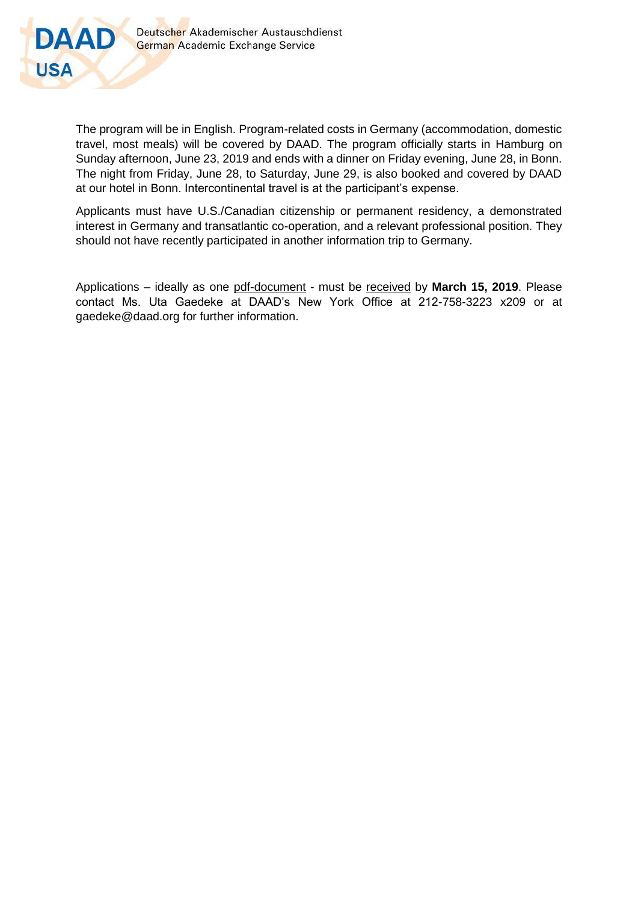The program will be in English. Program-related costs in Germany (accommodation, domestic travel, most meals) will be covered by DAAD. The program officially starts in Hamburg on Sunday afternoon, June 23, 2019 and ends with a dinner on Friday evening, June 28, in Bonn. The night from Friday, June 28, to Saturday, June 29, is also booked and covered by DAAD at our hotel in Bonn. Intercontinental travel is at the participant's expense.

Applicants must have U.S./Canadian citizenship or permanent residency, a demonstrated interest in Germany and transatlantic co-operation, and a relevant professional position. They should not have recently participated in another information trip to Germany.

Applications – ideally as one pdf-document - must be received by **March 15, 2019**. Please contact Ms. Uta Gaedeke at DAAD's New York Office at 212-758-3223 x209 or at gaedeke@daad.org for further information.